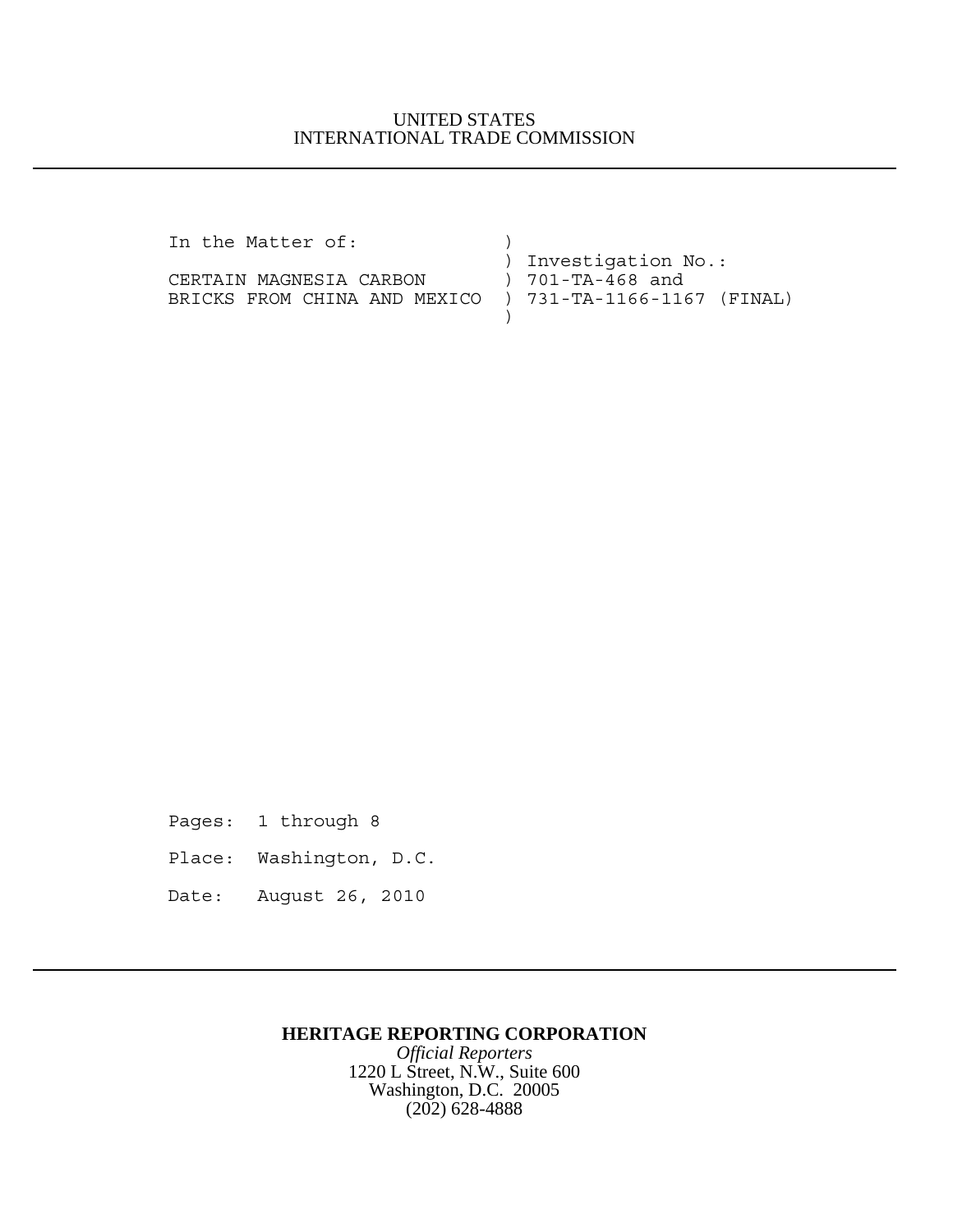UNITED STATES
INTERNATIONAL TRADE COMMISSION

---

```
In the Matter of:              )
                               ) Investigation No.:
CERTAIN MAGNESIA CARBON        ) 701-TA-468 and
BRICKS FROM CHINA AND MEXICO   ) 731-TA-1166-1167 (FINAL)
                               )
```

Pages: 1 through 8

Place: Washington, D.C.

Date: August 26, 2010

---

**HERITAGE REPORTING CORPORATION**
*Official Reporters*
1220 L Street, N.W., Suite 600
Washington, D.C. 20005
(202) 628-4888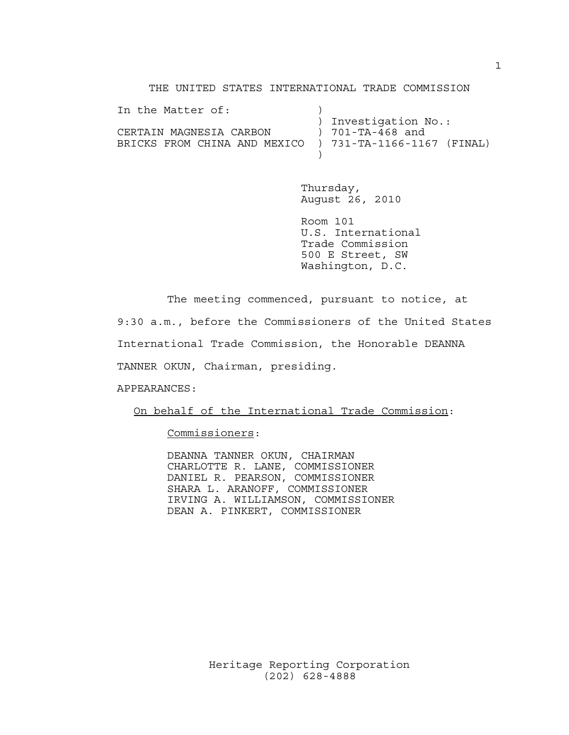THE UNITED STATES INTERNATIONAL TRADE COMMISSION

```
In the Matter of:              )
                               ) Investigation No.:
CERTAIN MAGNESIA CARBON        ) 701-TA-468 and
BRICKS FROM CHINA AND MEXICO   ) 731-TA-1166-1167 (FINAL)
                               )
```

Thursday,
August 26, 2010

Room 101
U.S. International
Trade Commission
500 E Street, SW
Washington, D.C.

The meeting commenced, pursuant to notice, at 9:30 a.m., before the Commissioners of the United States International Trade Commission, the Honorable DEANNA TANNER OKUN, Chairman, presiding.

APPEARANCES:

On behalf of the International Trade Commission:

Commissioners:

DEANNA TANNER OKUN, CHAIRMAN
CHARLOTTE R. LANE, COMMISSIONER
DANIEL R. PEARSON, COMMISSIONER
SHARA L. ARANOFF, COMMISSIONER
IRVING A. WILLIAMSON, COMMISSIONER
DEAN A. PINKERT, COMMISSIONER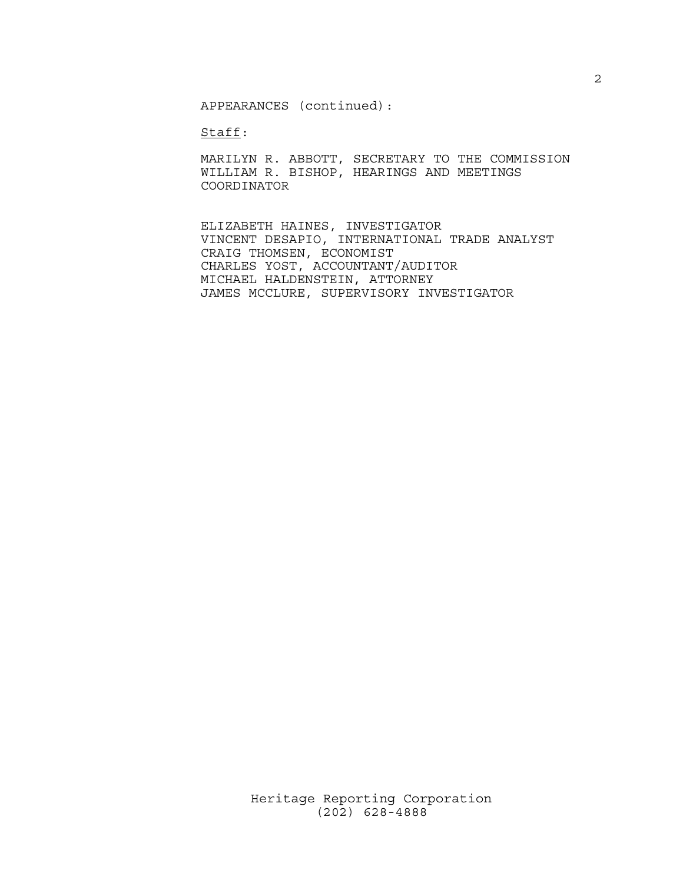APPEARANCES (continued):

Staff:

MARILYN R. ABBOTT, SECRETARY TO THE COMMISSION
WILLIAM R. BISHOP, HEARINGS AND MEETINGS COORDINATOR

ELIZABETH HAINES, INVESTIGATOR
VINCENT DESAPIO, INTERNATIONAL TRADE ANALYST
CRAIG THOMSEN, ECONOMIST
CHARLES YOST, ACCOUNTANT/AUDITOR
MICHAEL HALDENSTEIN, ATTORNEY
JAMES MCCLURE, SUPERVISORY INVESTIGATOR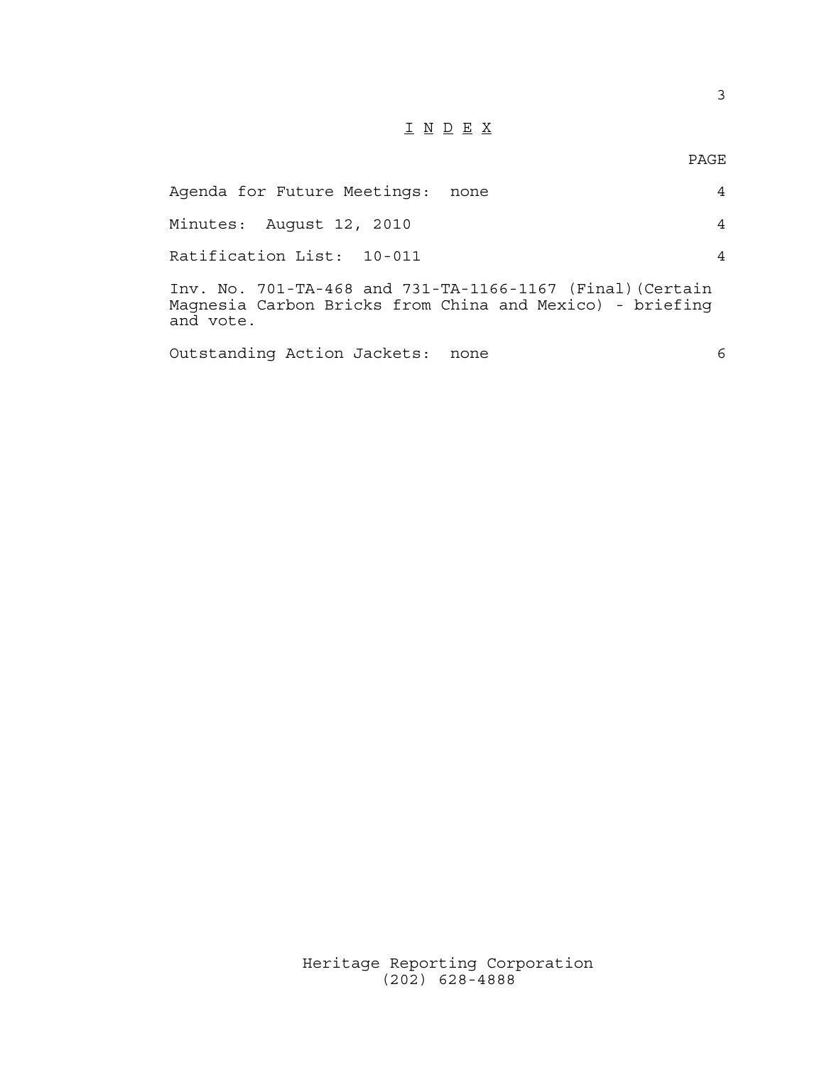# INDEX

| | PAGE |
|---|---|
| Agenda for Future Meetings: none | 4 |
| Minutes: August 12, 2010 | 4 |
| Ratification List: 10-011 | 4 |
| Inv. No. 701-TA-468 and 731-TA-1166-1167 (Final)(Certain Magnesia Carbon Bricks from China and Mexico) - briefing and vote. | |
| Outstanding Action Jackets: none | 6 |

Heritage Reporting Corporation
(202) 628-4888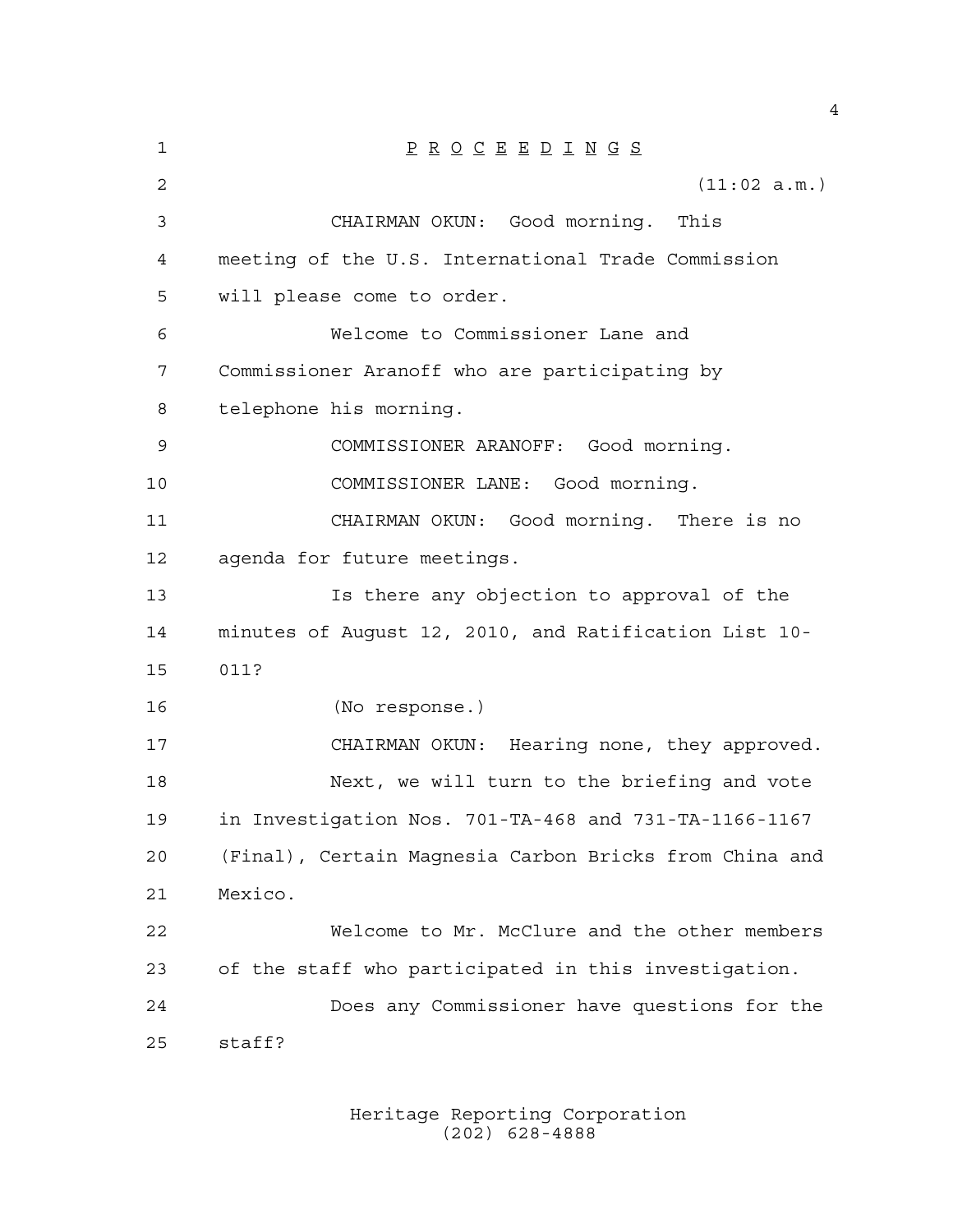P R O C E E D I N G S

(11:02 a.m.)

CHAIRMAN OKUN: Good morning. This meeting of the U.S. International Trade Commission will please come to order.

Welcome to Commissioner Lane and Commissioner Aranoff who are participating by telephone his morning.

COMMISSIONER ARANOFF: Good morning.

COMMISSIONER LANE: Good morning.

CHAIRMAN OKUN: Good morning. There is no agenda for future meetings.

Is there any objection to approval of the minutes of August 12, 2010, and Ratification List 10-011?

(No response.)

CHAIRMAN OKUN: Hearing none, they approved.

Next, we will turn to the briefing and vote in Investigation Nos. 701-TA-468 and 731-TA-1166-1167 (Final), Certain Magnesia Carbon Bricks from China and Mexico.

Welcome to Mr. McClure and the other members of the staff who participated in this investigation.

Does any Commissioner have questions for the staff?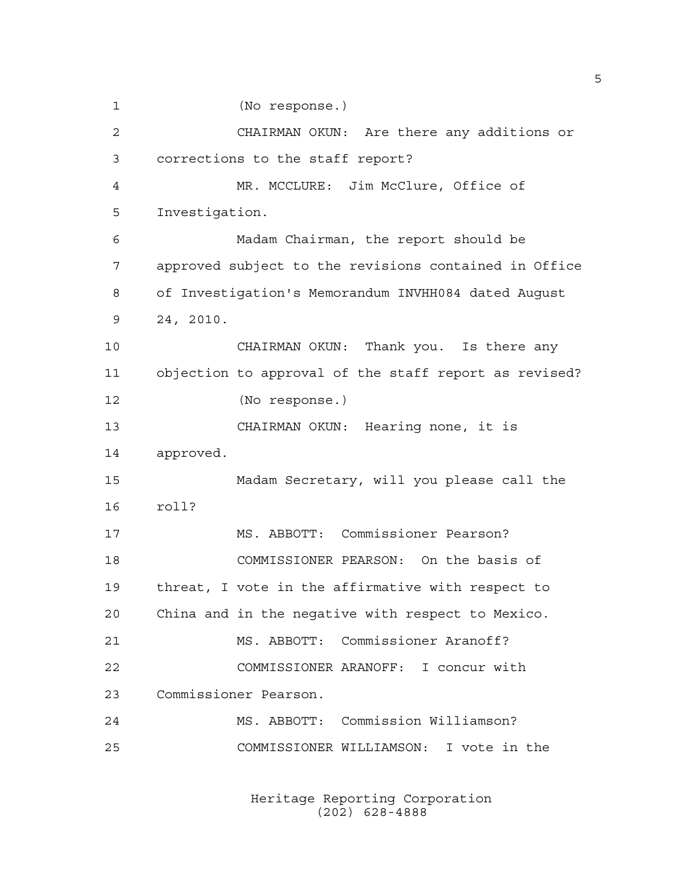(No response.)

CHAIRMAN OKUN: Are there any additions or corrections to the staff report?

MR. MCCLURE: Jim McClure, Office of Investigation.

Madam Chairman, the report should be approved subject to the revisions contained in Office of Investigation's Memorandum INVHH084 dated August 24, 2010.

CHAIRMAN OKUN: Thank you. Is there any objection to approval of the staff report as revised?

(No response.)

CHAIRMAN OKUN: Hearing none, it is approved.

Madam Secretary, will you please call the roll?

MS. ABBOTT: Commissioner Pearson?

COMMISSIONER PEARSON: On the basis of threat, I vote in the affirmative with respect to China and in the negative with respect to Mexico.

MS. ABBOTT: Commissioner Aranoff?

COMMISSIONER ARANOFF: I concur with Commissioner Pearson.

MS. ABBOTT: Commission Williamson?

COMMISSIONER WILLIAMSON: I vote in the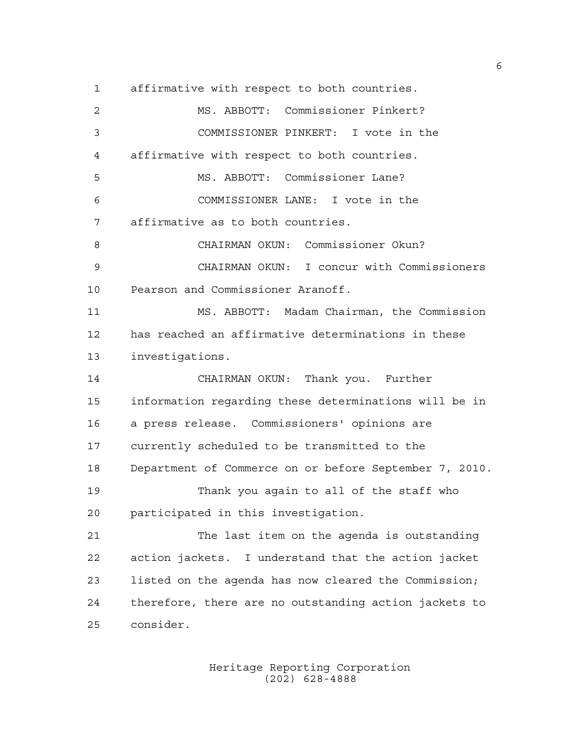affirmative with respect to both countries.

MS. ABBOTT: Commissioner Pinkert?

COMMISSIONER PINKERT: I vote in the affirmative with respect to both countries.

MS. ABBOTT: Commissioner Lane?

COMMISSIONER LANE: I vote in the affirmative as to both countries.

CHAIRMAN OKUN: Commissioner Okun?

CHAIRMAN OKUN: I concur with Commissioners Pearson and Commissioner Aranoff.

MS. ABBOTT: Madam Chairman, the Commission has reached an affirmative determinations in these investigations.

CHAIRMAN OKUN: Thank you. Further information regarding these determinations will be in a press release. Commissioners' opinions are currently scheduled to be transmitted to the Department of Commerce on or before September 7, 2010.

Thank you again to all of the staff who participated in this investigation.

The last item on the agenda is outstanding action jackets. I understand that the action jacket listed on the agenda has now cleared the Commission; therefore, there are no outstanding action jackets to consider.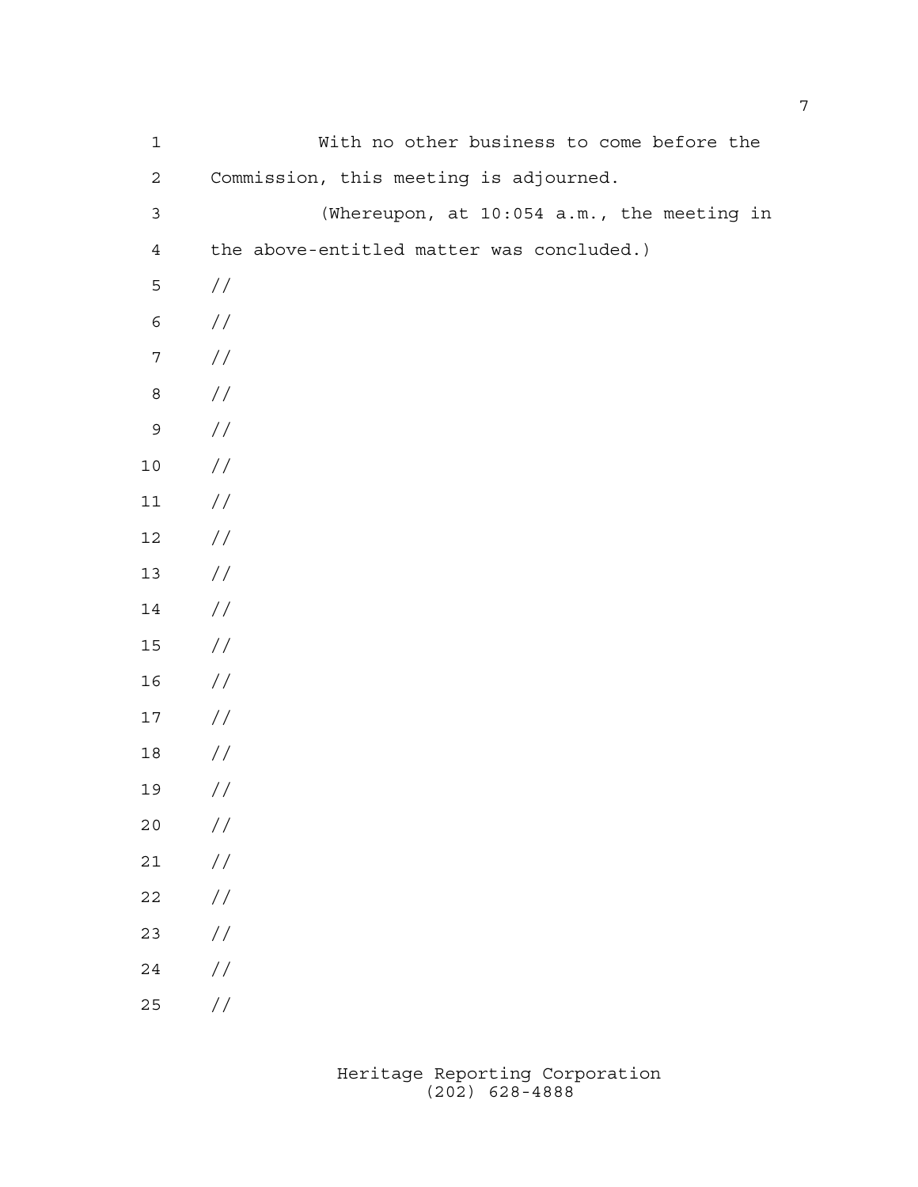With no other business to come before the Commission, this meeting is adjourned.

(Whereupon, at 10:054 a.m., the meeting in the above-entitled matter was concluded.)

//

//

//

//

//

//

//

//

//

//

//

//

//

//

//

//

//

//

//

//

//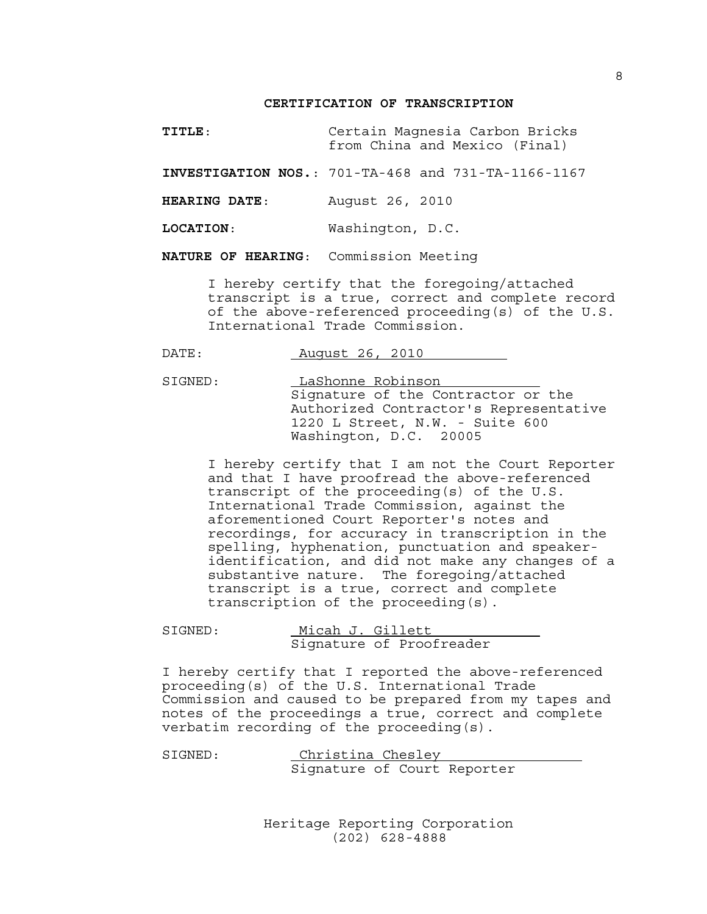**CERTIFICATION OF TRANSCRIPTION**

**TITLE**: Certain Magnesia Carbon Bricks from China and Mexico (Final)

**INVESTIGATION NOS.**: 701-TA-468 and 731-TA-1166-1167

**HEARING DATE**: August 26, 2010

**LOCATION**: Washington, D.C.

**NATURE OF HEARING**: Commission Meeting

I hereby certify that the foregoing/attached transcript is a true, correct and complete record of the above-referenced proceeding(s) of the U.S. International Trade Commission.

DATE: August 26, 2010

SIGNED: LaShonne Robinson
Signature of the Contractor or the Authorized Contractor's Representative
1220 L Street, N.W. - Suite 600
Washington, D.C. 20005

I hereby certify that I am not the Court Reporter and that I have proofread the above-referenced transcript of the proceeding(s) of the U.S. International Trade Commission, against the aforementioned Court Reporter's notes and recordings, for accuracy in transcription in the spelling, hyphenation, punctuation and speaker-identification, and did not make any changes of a substantive nature. The foregoing/attached transcript is a true, correct and complete transcription of the proceeding(s).

SIGNED: Micah J. Gillett
Signature of Proofreader

I hereby certify that I reported the above-referenced proceeding(s) of the U.S. International Trade Commission and caused to be prepared from my tapes and notes of the proceedings a true, correct and complete verbatim recording of the proceeding(s).

SIGNED: Christina Chesley
Signature of Court Reporter

Heritage Reporting Corporation
(202) 628-4888